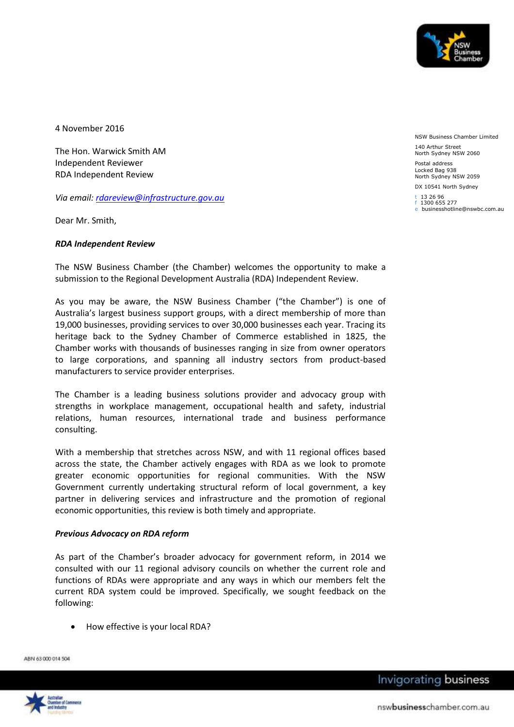NSW Business Chamber Limited

140 Arthur Street
North Sydney NSW 2060

Postal address
Locked Bag 938
North Sydney NSW 2059

DX 10541 North Sydney

t 13 26 96
f 1300 655 277
e businesshotline@nswbc.com.au

4 November 2016

The Hon. Warwick Smith AM
Independent Reviewer
RDA Independent Review

*Via email: rdareview@infrastructure.gov.au*

Dear Mr. Smith,

***RDA Independent Review***

The NSW Business Chamber (the Chamber) welcomes the opportunity to make a submission to the Regional Development Australia (RDA) Independent Review.

As you may be aware, the NSW Business Chamber ("the Chamber") is one of Australia's largest business support groups, with a direct membership of more than 19,000 businesses, providing services to over 30,000 businesses each year. Tracing its heritage back to the Sydney Chamber of Commerce established in 1825, the Chamber works with thousands of businesses ranging in size from owner operators to large corporations, and spanning all industry sectors from product-based manufacturers to service provider enterprises.

The Chamber is a leading business solutions provider and advocacy group with strengths in workplace management, occupational health and safety, industrial relations, human resources, international trade and business performance consulting.

With a membership that stretches across NSW, and with 11 regional offices based across the state, the Chamber actively engages with RDA as we look to promote greater economic opportunities for regional communities. With the NSW Government currently undertaking structural reform of local government, a key partner in delivering services and infrastructure and the promotion of regional economic opportunities, this review is both timely and appropriate.

***Previous Advocacy on RDA reform***

As part of the Chamber's broader advocacy for government reform, in 2014 we consulted with our 11 regional advisory councils on whether the current role and functions of RDAs were appropriate and any ways in which our members felt the current RDA system could be improved. Specifically, we sought feedback on the following:

- How effective is your local RDA?

ABN 63 000 014 504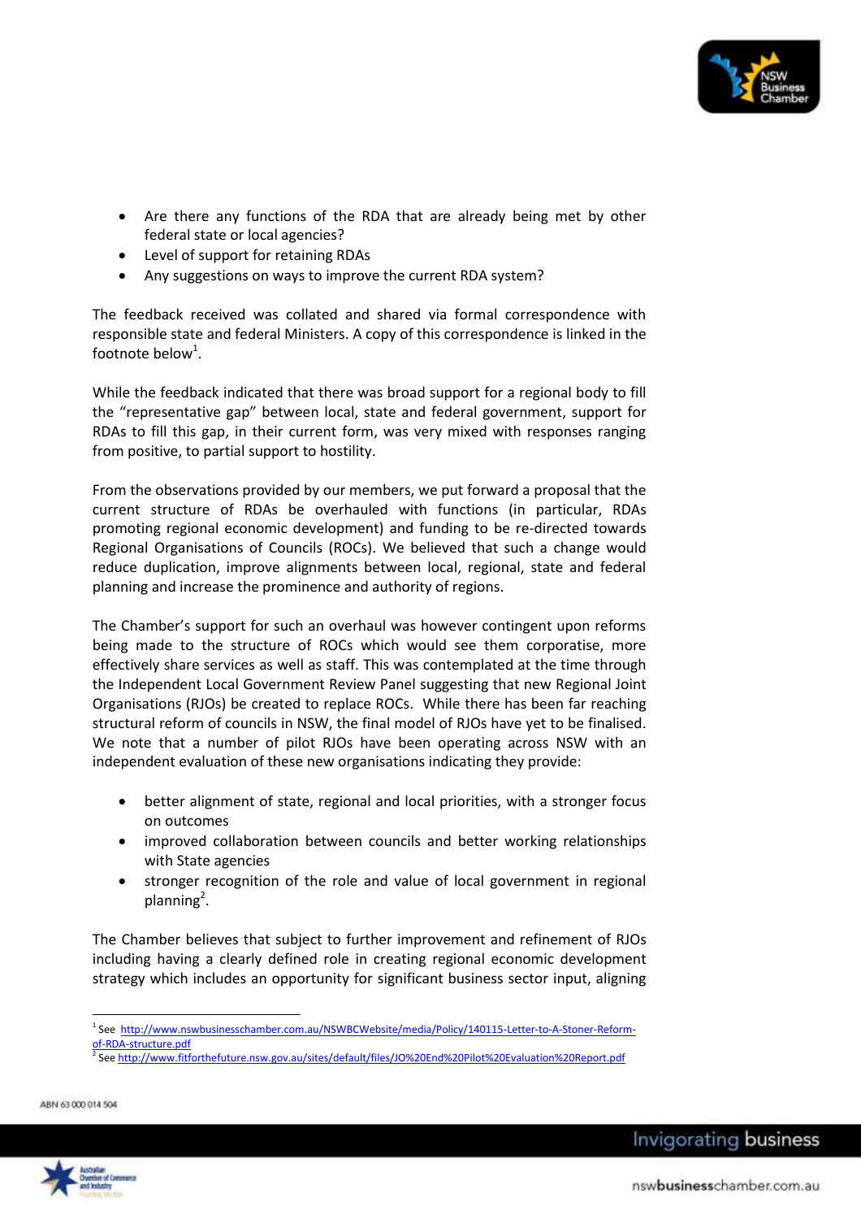- Are there any functions of the RDA that are already being met by other federal state or local agencies?
- Level of support for retaining RDAs
- Any suggestions on ways to improve the current RDA system?

The feedback received was collated and shared via formal correspondence with responsible state and federal Ministers. A copy of this correspondence is linked in the footnote below[1].

While the feedback indicated that there was broad support for a regional body to fill the "representative gap" between local, state and federal government, support for RDAs to fill this gap, in their current form, was very mixed with responses ranging from positive, to partial support to hostility.

From the observations provided by our members, we put forward a proposal that the current structure of RDAs be overhauled with functions (in particular, RDAs promoting regional economic development) and funding to be re-directed towards Regional Organisations of Councils (ROCs). We believed that such a change would reduce duplication, improve alignments between local, regional, state and federal planning and increase the prominence and authority of regions.

The Chamber's support for such an overhaul was however contingent upon reforms being made to the structure of ROCs which would see them corporatise, more effectively share services as well as staff. This was contemplated at the time through the Independent Local Government Review Panel suggesting that new Regional Joint Organisations (RJOs) be created to replace ROCs. While there has been far reaching structural reform of councils in NSW, the final model of RJOs have yet to be finalised. We note that a number of pilot RJOs have been operating across NSW with an independent evaluation of these new organisations indicating they provide:

- better alignment of state, regional and local priorities, with a stronger focus on outcomes
- improved collaboration between councils and better working relationships with State agencies
- stronger recognition of the role and value of local government in regional planning[2].

The Chamber believes that subject to further improvement and refinement of RJOs including having a clearly defined role in creating regional economic development strategy which includes an opportunity for significant business sector input, aligning

---

[1] See http://www.nswbusinesschamber.com.au/NSWBCWebsite/media/Policy/140115-Letter-to-A-Stoner-Reform-of-RDA-structure.pdf

[2] See http://www.fitforthefuture.nsw.gov.au/sites/default/files/JO%20End%20Pilot%20Evaluation%20Report.pdf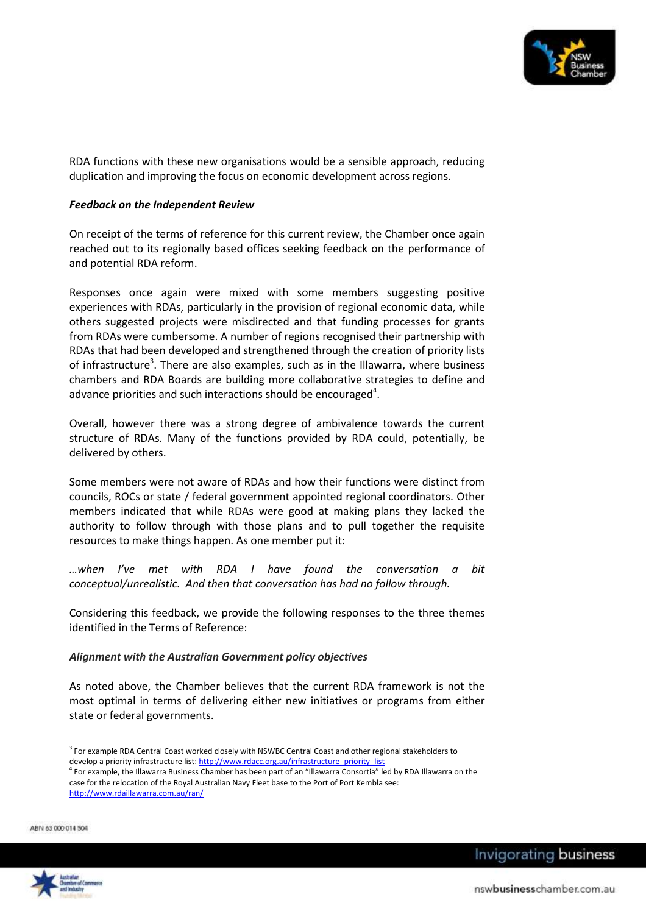RDA functions with these new organisations would be a sensible approach, reducing duplication and improving the focus on economic development across regions.

***Feedback on the Independent Review***

On receipt of the terms of reference for this current review, the Chamber once again reached out to its regionally based offices seeking feedback on the performance of and potential RDA reform.

Responses once again were mixed with some members suggesting positive experiences with RDAs, particularly in the provision of regional economic data, while others suggested projects were misdirected and that funding processes for grants from RDAs were cumbersome. A number of regions recognised their partnership with RDAs that had been developed and strengthened through the creation of priority lists of infrastructure[3]. There are also examples, such as in the Illawarra, where business chambers and RDA Boards are building more collaborative strategies to define and advance priorities and such interactions should be encouraged[4].

Overall, however there was a strong degree of ambivalence towards the current structure of RDAs. Many of the functions provided by RDA could, potentially, be delivered by others.

Some members were not aware of RDAs and how their functions were distinct from councils, ROCs or state / federal government appointed regional coordinators. Other members indicated that while RDAs were good at making plans they lacked the authority to follow through with those plans and to pull together the requisite resources to make things happen. As one member put it:

*…when I've met with RDA I have found the conversation a bit conceptual/unrealistic. And then that conversation has had no follow through.*

Considering this feedback, we provide the following responses to the three themes identified in the Terms of Reference:

***Alignment with the Australian Government policy objectives***

As noted above, the Chamber believes that the current RDA framework is not the most optimal in terms of delivering either new initiatives or programs from either state or federal governments.

---

[3] For example RDA Central Coast worked closely with NSWBC Central Coast and other regional stakeholders to develop a priority infrastructure list: http://www.rdacc.org.au/infrastructure_priority_list

[4] For example, the Illawarra Business Chamber has been part of an "Illawarra Consortia" led by RDA Illawarra on the case for the relocation of the Royal Australian Navy Fleet base to the Port of Port Kembla see: http://www.rdaillawarra.com.au/ran/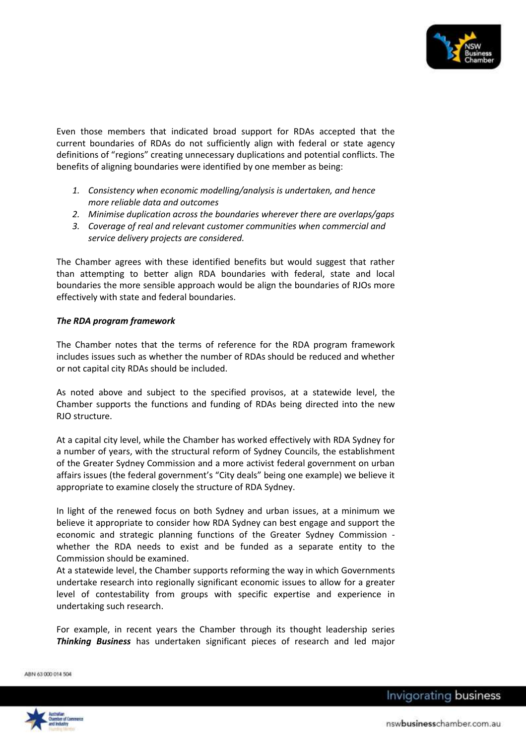Even those members that indicated broad support for RDAs accepted that the current boundaries of RDAs do not sufficiently align with federal or state agency definitions of "regions" creating unnecessary duplications and potential conflicts. The benefits of aligning boundaries were identified by one member as being:

1. *Consistency when economic modelling/analysis is undertaken, and hence more reliable data and outcomes*
2. *Minimise duplication across the boundaries wherever there are overlaps/gaps*
3. *Coverage of real and relevant customer communities when commercial and service delivery projects are considered.*

The Chamber agrees with these identified benefits but would suggest that rather than attempting to better align RDA boundaries with federal, state and local boundaries the more sensible approach would be align the boundaries of RJOs more effectively with state and federal boundaries.

***The RDA program framework***

The Chamber notes that the terms of reference for the RDA program framework includes issues such as whether the number of RDAs should be reduced and whether or not capital city RDAs should be included.

As noted above and subject to the specified provisos, at a statewide level, the Chamber supports the functions and funding of RDAs being directed into the new RJO structure.

At a capital city level, while the Chamber has worked effectively with RDA Sydney for a number of years, with the structural reform of Sydney Councils, the establishment of the Greater Sydney Commission and a more activist federal government on urban affairs issues (the federal government's "City deals" being one example) we believe it appropriate to examine closely the structure of RDA Sydney.

In light of the renewed focus on both Sydney and urban issues, at a minimum we believe it appropriate to consider how RDA Sydney can best engage and support the economic and strategic planning functions of the Greater Sydney Commission - whether the RDA needs to exist and be funded as a separate entity to the Commission should be examined.

At a statewide level, the Chamber supports reforming the way in which Governments undertake research into regionally significant economic issues to allow for a greater level of contestability from groups with specific expertise and experience in undertaking such research.

For example, in recent years the Chamber through its thought leadership series ***Thinking Business*** has undertaken significant pieces of research and led major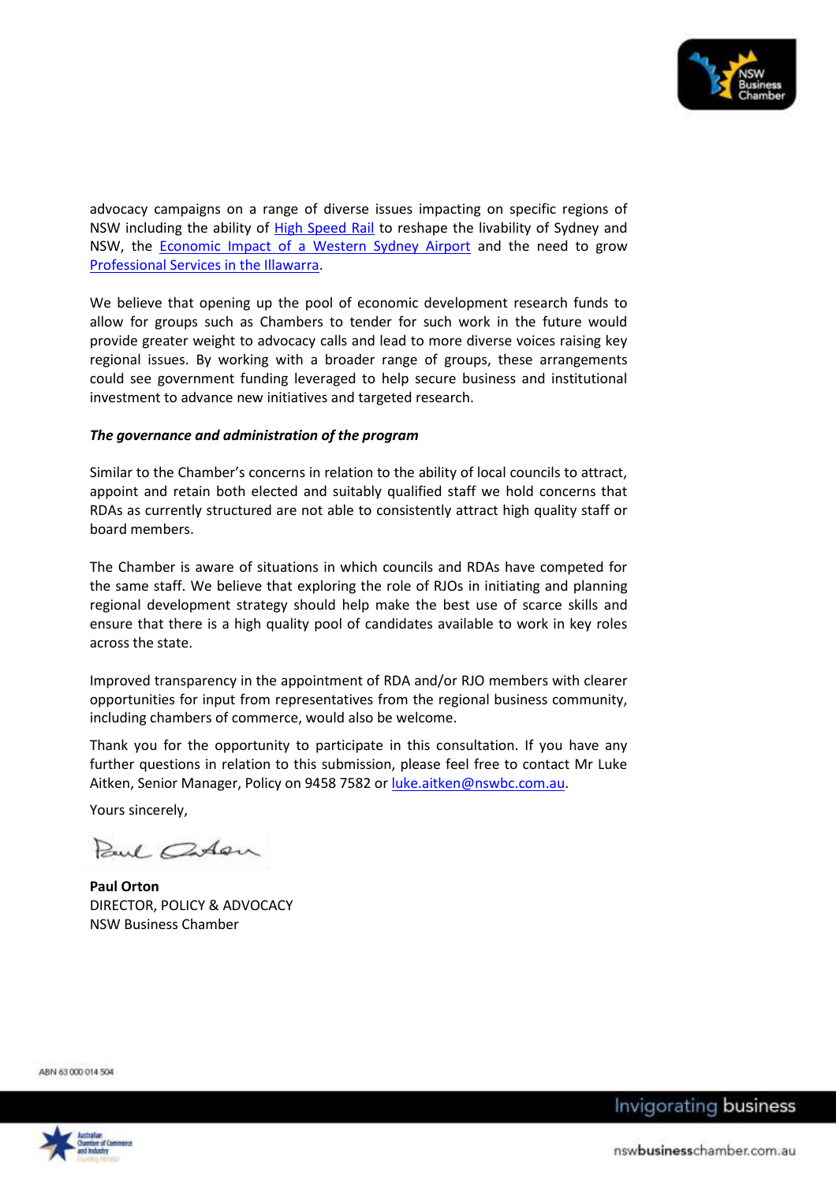advocacy campaigns on a range of diverse issues impacting on specific regions of NSW including the ability of High Speed Rail to reshape the livability of Sydney and NSW, the Economic Impact of a Western Sydney Airport and the need to grow Professional Services in the Illawarra.

We believe that opening up the pool of economic development research funds to allow for groups such as Chambers to tender for such work in the future would provide greater weight to advocacy calls and lead to more diverse voices raising key regional issues. By working with a broader range of groups, these arrangements could see government funding leveraged to help secure business and institutional investment to advance new initiatives and targeted research.

***The governance and administration of the program***

Similar to the Chamber's concerns in relation to the ability of local councils to attract, appoint and retain both elected and suitably qualified staff we hold concerns that RDAs as currently structured are not able to consistently attract high quality staff or board members.

The Chamber is aware of situations in which councils and RDAs have competed for the same staff. We believe that exploring the role of RJOs in initiating and planning regional development strategy should help make the best use of scarce skills and ensure that there is a high quality pool of candidates available to work in key roles across the state.

Improved transparency in the appointment of RDA and/or RJO members with clearer opportunities for input from representatives from the regional business community, including chambers of commerce, would also be welcome.

Thank you for the opportunity to participate in this consultation. If you have any further questions in relation to this submission, please feel free to contact Mr Luke Aitken, Senior Manager, Policy on 9458 7582 or luke.aitken@nswbc.com.au.

Yours sincerely,

**Paul Orton**
DIRECTOR, POLICY & ADVOCACY
NSW Business Chamber

ABN 63 000 014 504